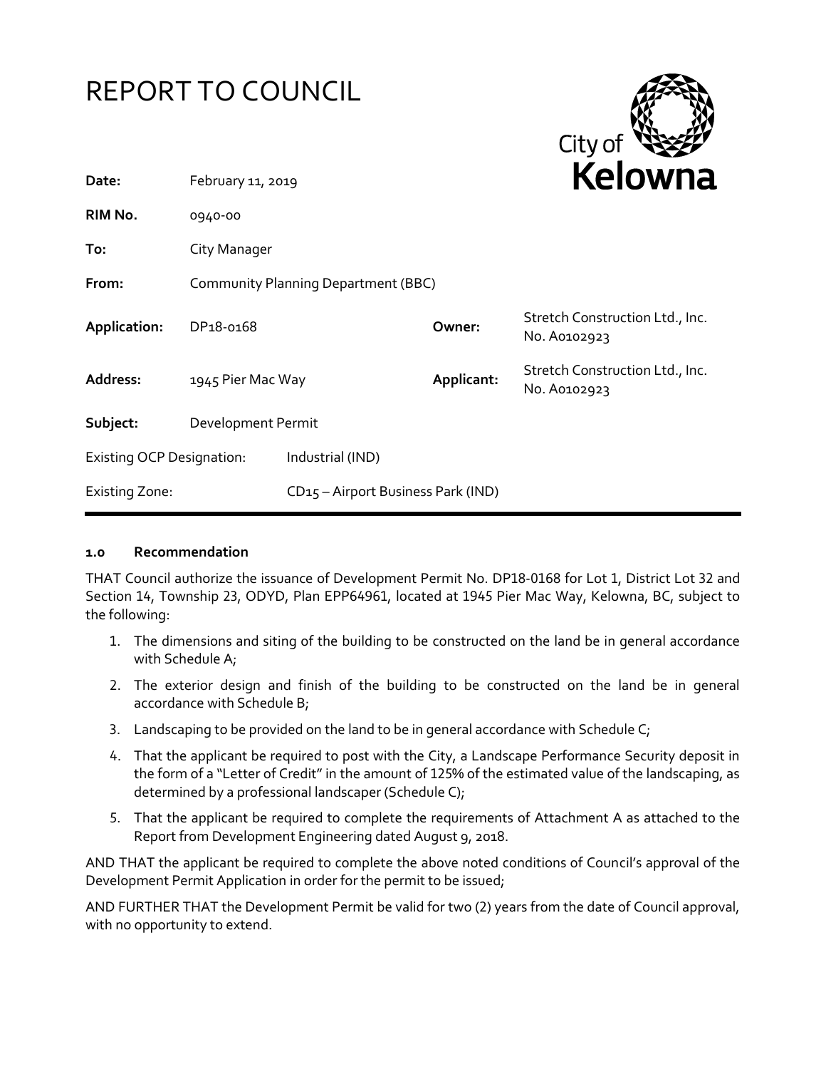# REPORT TO COUNCIL

City of Kelowna

| | | | |
|---|---|---|---|
| **Date:** | February 11, 2019 | | |
| **RIM No.** | 0940-00 | | |
| **To:** | City Manager | | |
| **From:** | Community Planning Department (BBC) | | |
| **Application:** | DP18-0168 | **Owner:** | Stretch Construction Ltd., Inc. No. A0102923 |
| **Address:** | 1945 Pier Mac Way | **Applicant:** | Stretch Construction Ltd., Inc. No. A0102923 |
| **Subject:** | Development Permit | | |
| Existing OCP Designation: | Industrial (IND) | | |
| Existing Zone: | CD15 – Airport Business Park (IND) | | |

## 1.0 Recommendation

THAT Council authorize the issuance of Development Permit No. DP18-0168 for Lot 1, District Lot 32 and Section 14, Township 23, ODYD, Plan EPP64961, located at 1945 Pier Mac Way, Kelowna, BC, subject to the following:

1. The dimensions and siting of the building to be constructed on the land be in general accordance with Schedule A;
2. The exterior design and finish of the building to be constructed on the land be in general accordance with Schedule B;
3. Landscaping to be provided on the land to be in general accordance with Schedule C;
4. That the applicant be required to post with the City, a Landscape Performance Security deposit in the form of a "Letter of Credit" in the amount of 125% of the estimated value of the landscaping, as determined by a professional landscaper (Schedule C);
5. That the applicant be required to complete the requirements of Attachment A as attached to the Report from Development Engineering dated August 9, 2018.

AND THAT the applicant be required to complete the above noted conditions of Council's approval of the Development Permit Application in order for the permit to be issued;

AND FURTHER THAT the Development Permit be valid for two (2) years from the date of Council approval, with no opportunity to extend.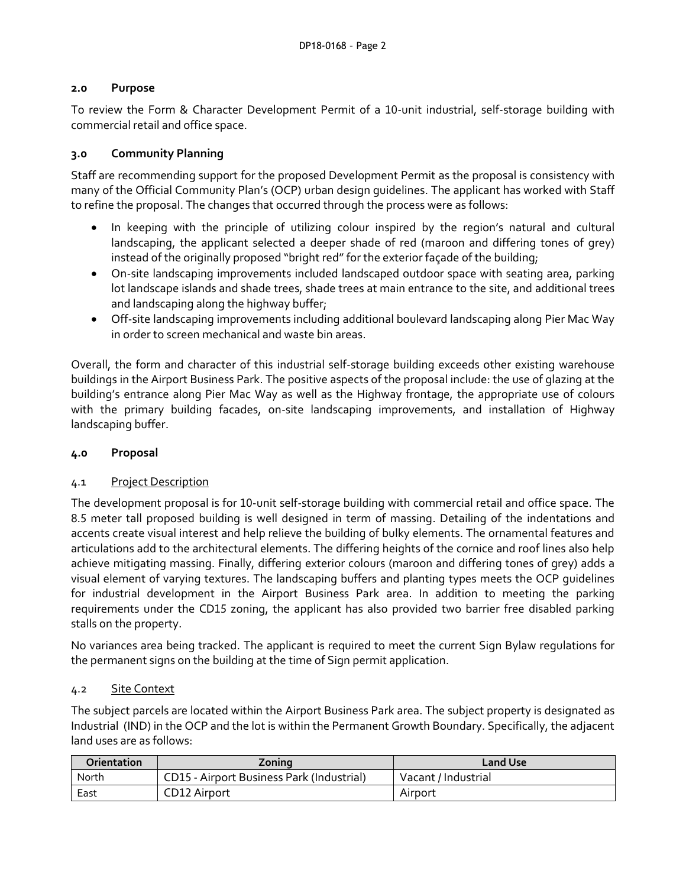## 2.0 Purpose

To review the Form & Character Development Permit of a 10-unit industrial, self-storage building with commercial retail and office space.

## 3.0 Community Planning

Staff are recommending support for the proposed Development Permit as the proposal is consistency with many of the Official Community Plan's (OCP) urban design guidelines. The applicant has worked with Staff to refine the proposal. The changes that occurred through the process were as follows:

- In keeping with the principle of utilizing colour inspired by the region's natural and cultural landscaping, the applicant selected a deeper shade of red (maroon and differing tones of grey) instead of the originally proposed "bright red" for the exterior façade of the building;
- On-site landscaping improvements included landscaped outdoor space with seating area, parking lot landscape islands and shade trees, shade trees at main entrance to the site, and additional trees and landscaping along the highway buffer;
- Off-site landscaping improvements including additional boulevard landscaping along Pier Mac Way in order to screen mechanical and waste bin areas.

Overall, the form and character of this industrial self-storage building exceeds other existing warehouse buildings in the Airport Business Park. The positive aspects of the proposal include: the use of glazing at the building's entrance along Pier Mac Way as well as the Highway frontage, the appropriate use of colours with the primary building facades, on-site landscaping improvements, and installation of Highway landscaping buffer.

## 4.0 Proposal

### 4.1 Project Description

The development proposal is for 10-unit self-storage building with commercial retail and office space. The 8.5 meter tall proposed building is well designed in term of massing. Detailing of the indentations and accents create visual interest and help relieve the building of bulky elements. The ornamental features and articulations add to the architectural elements. The differing heights of the cornice and roof lines also help achieve mitigating massing. Finally, differing exterior colours (maroon and differing tones of grey) adds a visual element of varying textures. The landscaping buffers and planting types meets the OCP guidelines for industrial development in the Airport Business Park area. In addition to meeting the parking requirements under the CD15 zoning, the applicant has also provided two barrier free disabled parking stalls on the property.

No variances area being tracked. The applicant is required to meet the current Sign Bylaw regulations for the permanent signs on the building at the time of Sign permit application.

### 4.2 Site Context

The subject parcels are located within the Airport Business Park area. The subject property is designated as Industrial (IND) in the OCP and the lot is within the Permanent Growth Boundary. Specifically, the adjacent land uses are as follows:

| Orientation | Zoning | Land Use |
|---|---|---|
| North | CD15 - Airport Business Park (Industrial) | Vacant / Industrial |
| East | CD12 Airport | Airport |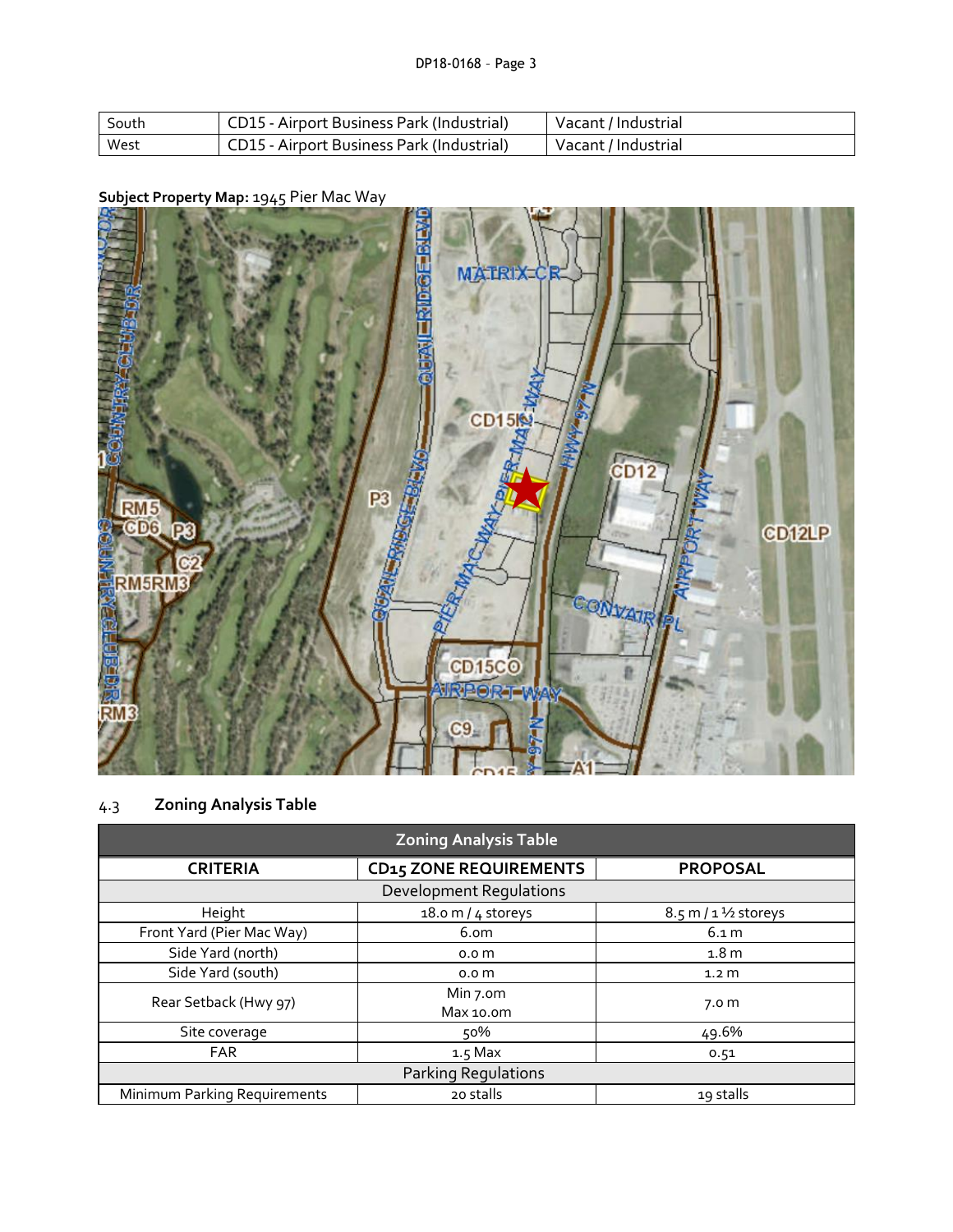| South | CD15 - Airport Business Park (Industrial) | Vacant / Industrial |
|---|---|---|
| West | CD15 - Airport Business Park (Industrial) | Vacant / Industrial |

**Subject Property Map:** 1945 Pier Mac Way

## 4.3 Zoning Analysis Table

| Zoning Analysis Table | | |
|---|---|---|
| **CRITERIA** | **CD15 ZONE REQUIREMENTS** | **PROPOSAL** |
| Development Regulations | | |
| Height | 18.0 m / 4 storeys | 8.5 m / 1 ½ storeys |
| Front Yard (Pier Mac Way) | 6.0m | 6.1 m |
| Side Yard (north) | 0.0 m | 1.8 m |
| Side Yard (south) | 0.0 m | 1.2 m |
| Rear Setback (Hwy 97) | Min 7.0m<br>Max 10.0m | 7.0 m |
| Site coverage | 50% | 49.6% |
| FAR | 1.5 Max | 0.51 |
| Parking Regulations | | |
| Minimum Parking Requirements | 20 stalls | 19 stalls |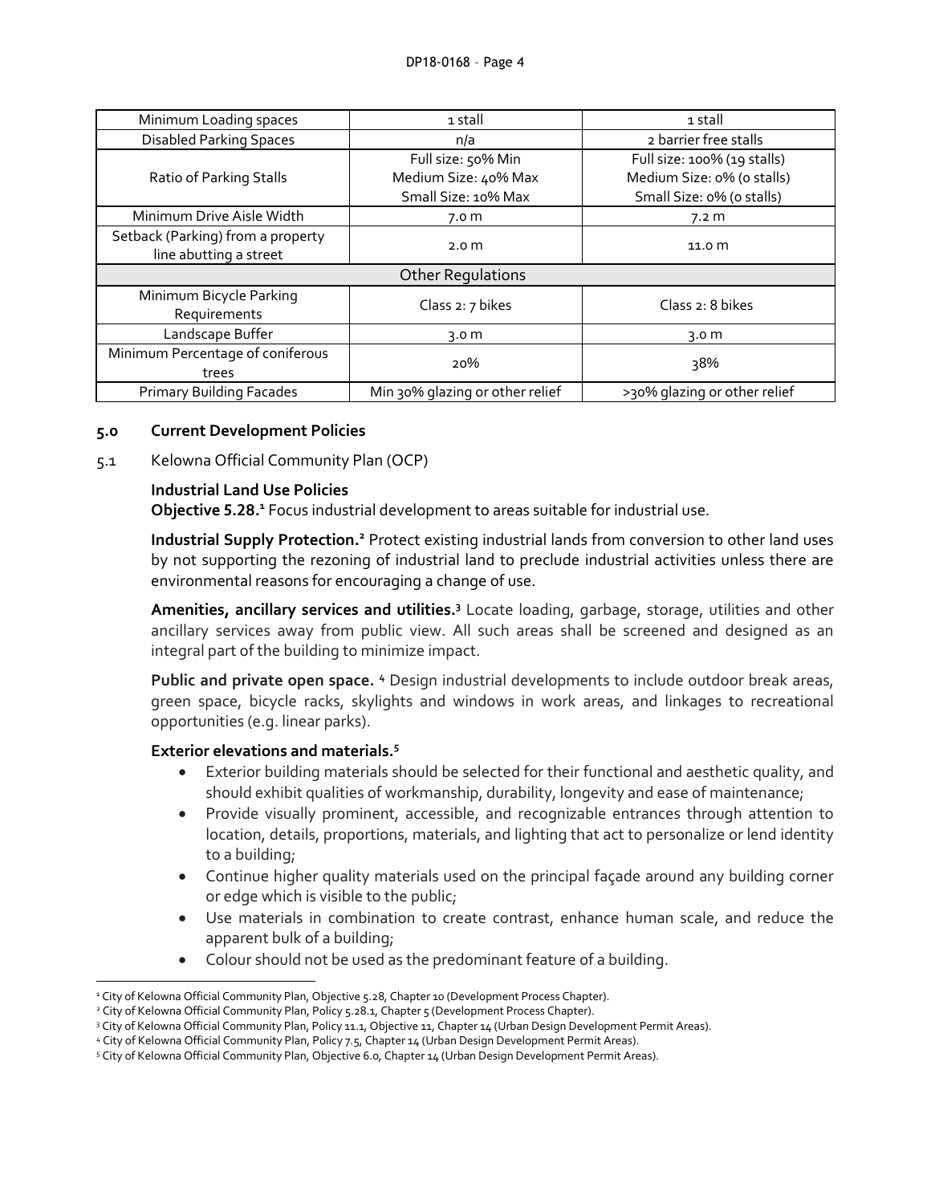| Minimum Loading spaces | 1 stall | 1 stall |
|---|---|---|
| Disabled Parking Spaces | n/a | 2 barrier free stalls |
| Ratio of Parking Stalls | Full size: 50% Min<br>Medium Size: 40% Max<br>Small Size: 10% Max | Full size: 100% (19 stalls)<br>Medium Size: 0% (0 stalls)<br>Small Size: 0% (0 stalls) |
| Minimum Drive Aisle Width | 7.0 m | 7.2 m |
| Setback (Parking) from a property line abutting a street | 2.0 m | 11.0 m |
| Other Regulations | | |
| Minimum Bicycle Parking Requirements | Class 2: 7 bikes | Class 2: 8 bikes |
| Landscape Buffer | 3.0 m | 3.0 m |
| Minimum Percentage of coniferous trees | 20% | 38% |
| Primary Building Facades | Min 30% glazing or other relief | >30% glazing or other relief |

## 5.0 Current Development Policies

5.1 Kelowna Official Community Plan (OCP)

**Industrial Land Use Policies**

**Objective 5.28.**[1] Focus industrial development to areas suitable for industrial use.

**Industrial Supply Protection.**[2] Protect existing industrial lands from conversion to other land uses by not supporting the rezoning of industrial land to preclude industrial activities unless there are environmental reasons for encouraging a change of use.

**Amenities, ancillary services and utilities.**[3] Locate loading, garbage, storage, utilities and other ancillary services away from public view. All such areas shall be screened and designed as an integral part of the building to minimize impact.

**Public and private open space.** [4] Design industrial developments to include outdoor break areas, green space, bicycle racks, skylights and windows in work areas, and linkages to recreational opportunities (e.g. linear parks).

**Exterior elevations and materials.**[5]

- Exterior building materials should be selected for their functional and aesthetic quality, and should exhibit qualities of workmanship, durability, longevity and ease of maintenance;
- Provide visually prominent, accessible, and recognizable entrances through attention to location, details, proportions, materials, and lighting that act to personalize or lend identity to a building;
- Continue higher quality materials used on the principal façade around any building corner or edge which is visible to the public;
- Use materials in combination to create contrast, enhance human scale, and reduce the apparent bulk of a building;
- Colour should not be used as the predominant feature of a building.

---

[1] City of Kelowna Official Community Plan, Objective 5.28, Chapter 10 (Development Process Chapter).

[2] City of Kelowna Official Community Plan, Policy 5.28.1, Chapter 5 (Development Process Chapter).

[3] City of Kelowna Official Community Plan, Policy 11.1, Objective 11, Chapter 14 (Urban Design Development Permit Areas).

[4] City of Kelowna Official Community Plan, Policy 7.5, Chapter 14 (Urban Design Development Permit Areas).

[5] City of Kelowna Official Community Plan, Objective 6.0, Chapter 14 (Urban Design Development Permit Areas).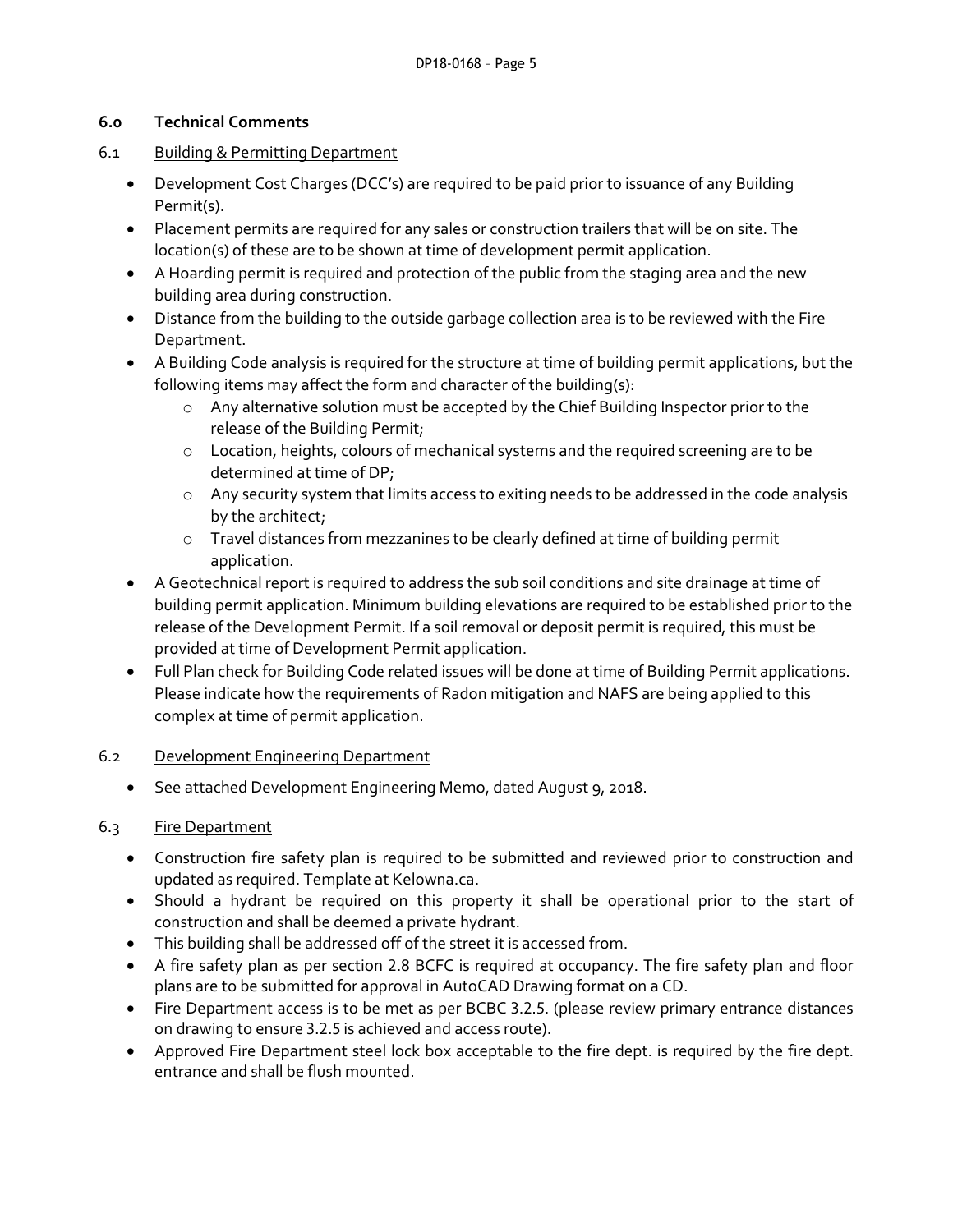## 6.0 Technical Comments

### 6.1 Building & Permitting Department

- Development Cost Charges (DCC's) are required to be paid prior to issuance of any Building Permit(s).
- Placement permits are required for any sales or construction trailers that will be on site. The location(s) of these are to be shown at time of development permit application.
- A Hoarding permit is required and protection of the public from the staging area and the new building area during construction.
- Distance from the building to the outside garbage collection area is to be reviewed with the Fire Department.
- A Building Code analysis is required for the structure at time of building permit applications, but the following items may affect the form and character of the building(s):
  - Any alternative solution must be accepted by the Chief Building Inspector prior to the release of the Building Permit;
  - Location, heights, colours of mechanical systems and the required screening are to be determined at time of DP;
  - Any security system that limits access to exiting needs to be addressed in the code analysis by the architect;
  - Travel distances from mezzanines to be clearly defined at time of building permit application.
- A Geotechnical report is required to address the sub soil conditions and site drainage at time of building permit application. Minimum building elevations are required to be established prior to the release of the Development Permit. If a soil removal or deposit permit is required, this must be provided at time of Development Permit application.
- Full Plan check for Building Code related issues will be done at time of Building Permit applications. Please indicate how the requirements of Radon mitigation and NAFS are being applied to this complex at time of permit application.

### 6.2 Development Engineering Department

- See attached Development Engineering Memo, dated August 9, 2018.

### 6.3 Fire Department

- Construction fire safety plan is required to be submitted and reviewed prior to construction and updated as required. Template at Kelowna.ca.
- Should a hydrant be required on this property it shall be operational prior to the start of construction and shall be deemed a private hydrant.
- This building shall be addressed off of the street it is accessed from.
- A fire safety plan as per section 2.8 BCFC is required at occupancy. The fire safety plan and floor plans are to be submitted for approval in AutoCAD Drawing format on a CD.
- Fire Department access is to be met as per BCBC 3.2.5. (please review primary entrance distances on drawing to ensure 3.2.5 is achieved and access route).
- Approved Fire Department steel lock box acceptable to the fire dept. is required by the fire dept. entrance and shall be flush mounted.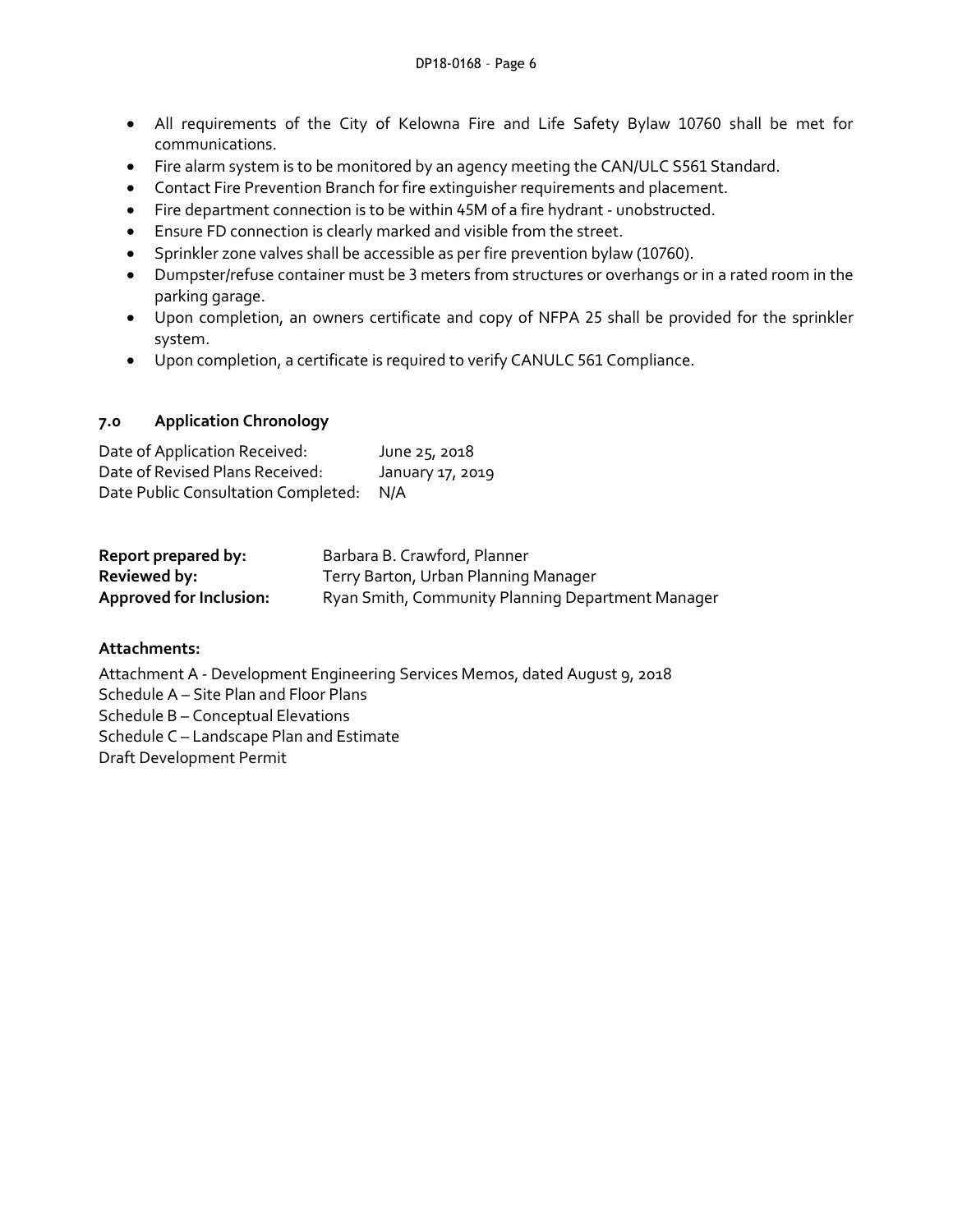- All requirements of the City of Kelowna Fire and Life Safety Bylaw 10760 shall be met for communications.
- Fire alarm system is to be monitored by an agency meeting the CAN/ULC S561 Standard.
- Contact Fire Prevention Branch for fire extinguisher requirements and placement.
- Fire department connection is to be within 45M of a fire hydrant - unobstructed.
- Ensure FD connection is clearly marked and visible from the street.
- Sprinkler zone valves shall be accessible as per fire prevention bylaw (10760).
- Dumpster/refuse container must be 3 meters from structures or overhangs or in a rated room in the parking garage.
- Upon completion, an owners certificate and copy of NFPA 25 shall be provided for the sprinkler system.
- Upon completion, a certificate is required to verify CANULC 561 Compliance.

## 7.0 Application Chronology

| | |
|---|---|
| Date of Application Received: | June 25, 2018 |
| Date of Revised Plans Received: | January 17, 2019 |
| Date Public Consultation Completed: | N/A |

| | |
|---|---|
| **Report prepared by:** | Barbara B. Crawford, Planner |
| **Reviewed by:** | Terry Barton, Urban Planning Manager |
| **Approved for Inclusion:** | Ryan Smith, Community Planning Department Manager |

**Attachments:**

Attachment A - Development Engineering Services Memos, dated August 9, 2018
Schedule A – Site Plan and Floor Plans
Schedule B – Conceptual Elevations
Schedule C – Landscape Plan and Estimate
Draft Development Permit